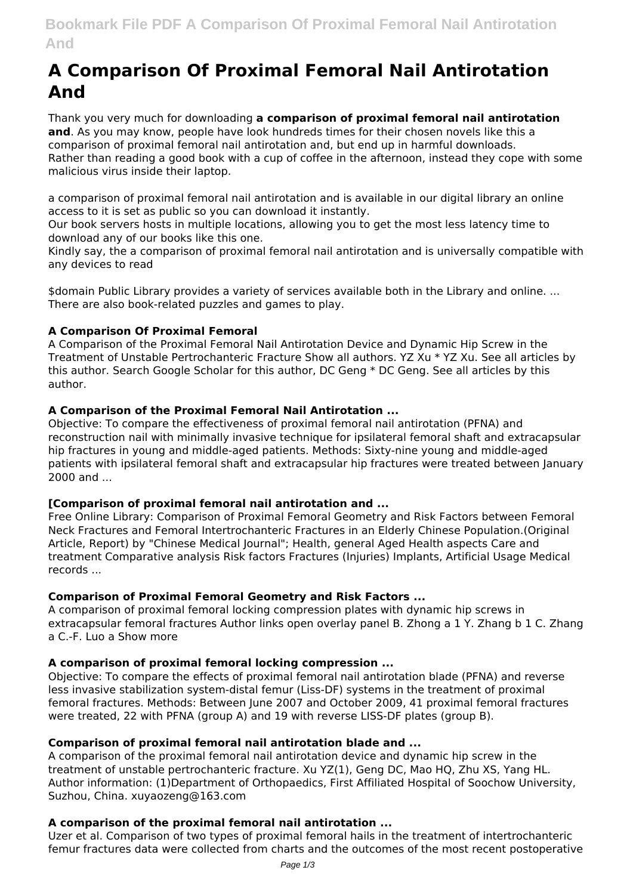# A Comparison Of Proximal Femoral Nail Antirotation And

Thank you very much for downloading **a comparison of proximal femoral nail antirotation and**. As you may know, people have look hundreds times for their chosen novels like this a comparison of proximal femoral nail antirotation and, but end up in harmful downloads. Rather than reading a good book with a cup of coffee in the afternoon, instead they cope with some malicious virus inside their laptop.

a comparison of proximal femoral nail antirotation and is available in our digital library an online access to it is set as public so you can download it instantly.
Our book servers hosts in multiple locations, allowing you to get the most less latency time to download any of our books like this one.
Kindly say, the a comparison of proximal femoral nail antirotation and is universally compatible with any devices to read

$domain Public Library provides a variety of services available both in the Library and online. ... There are also book-related puzzles and games to play.

### A Comparison Of Proximal Femoral

A Comparison of the Proximal Femoral Nail Antirotation Device and Dynamic Hip Screw in the Treatment of Unstable Pertrochanteric Fracture Show all authors. YZ Xu * YZ Xu. See all articles by this author. Search Google Scholar for this author, DC Geng * DC Geng. See all articles by this author.

### A Comparison of the Proximal Femoral Nail Antirotation ...

Objective: To compare the effectiveness of proximal femoral nail antirotation (PFNA) and reconstruction nail with minimally invasive technique for ipsilateral femoral shaft and extracapsular hip fractures in young and middle-aged patients. Methods: Sixty-nine young and middle-aged patients with ipsilateral femoral shaft and extracapsular hip fractures were treated between January 2000 and ...

### [Comparison of proximal femoral nail antirotation and ...

Free Online Library: Comparison of Proximal Femoral Geometry and Risk Factors between Femoral Neck Fractures and Femoral Intertrochanteric Fractures in an Elderly Chinese Population.(Original Article, Report) by "Chinese Medical Journal"; Health, general Aged Health aspects Care and treatment Comparative analysis Risk factors Fractures (Injuries) Implants, Artificial Usage Medical records ...

### Comparison of Proximal Femoral Geometry and Risk Factors ...

A comparison of proximal femoral locking compression plates with dynamic hip screws in extracapsular femoral fractures Author links open overlay panel B. Zhong a 1 Y. Zhang b 1 C. Zhang a C.-F. Luo a Show more

### A comparison of proximal femoral locking compression ...

Objective: To compare the effects of proximal femoral nail antirotation blade (PFNA) and reverse less invasive stabilization system-distal femur (Liss-DF) systems in the treatment of proximal femoral fractures. Methods: Between June 2007 and October 2009, 41 proximal femoral fractures were treated, 22 with PFNA (group A) and 19 with reverse LISS-DF plates (group B).

### Comparison of proximal femoral nail antirotation blade and ...

A comparison of the proximal femoral nail antirotation device and dynamic hip screw in the treatment of unstable pertrochanteric fracture. Xu YZ(1), Geng DC, Mao HQ, Zhu XS, Yang HL. Author information: (1)Department of Orthopaedics, First Affiliated Hospital of Soochow University, Suzhou, China. xuyaozeng@163.com

### A comparison of the proximal femoral nail antirotation ...

Uzer et al. Comparison of two types of proximal femoral hails in the treatment of intertrochanteric femur fractures data were collected from charts and the outcomes of the most recent postoperative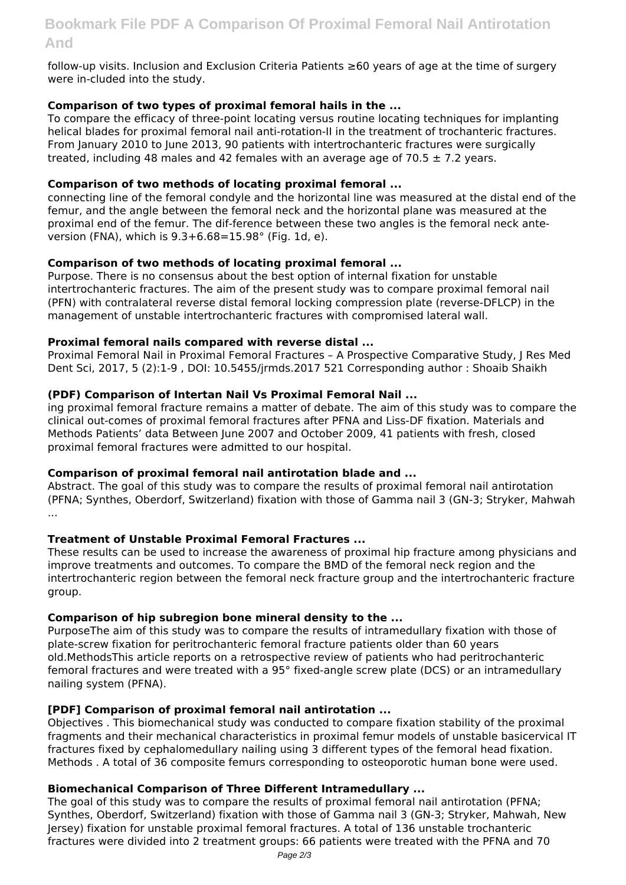follow-up visits. Inclusion and Exclusion Criteria Patients ≥60 years of age at the time of surgery were in-cluded into the study.

### Comparison of two types of proximal femoral hails in the ...

To compare the efficacy of three-point locating versus routine locating techniques for implanting helical blades for proximal femoral nail anti-rotation-II in the treatment of trochanteric fractures. From January 2010 to June 2013, 90 patients with intertrochanteric fractures were surgically treated, including 48 males and 42 females with an average age of 70.5 ± 7.2 years.

### Comparison of two methods of locating proximal femoral ...

connecting line of the femoral condyle and the horizontal line was measured at the distal end of the femur, and the angle between the femoral neck and the horizontal plane was measured at the proximal end of the femur. The dif-ference between these two angles is the femoral neck ante-version (FNA), which is 9.3+6.68=15.98° (Fig. 1d, e).

### Comparison of two methods of locating proximal femoral ...

Purpose. There is no consensus about the best option of internal fixation for unstable intertrochanteric fractures. The aim of the present study was to compare proximal femoral nail (PFN) with contralateral reverse distal femoral locking compression plate (reverse-DFLCP) in the management of unstable intertrochanteric fractures with compromised lateral wall.

### Proximal femoral nails compared with reverse distal ...

Proximal Femoral Nail in Proximal Femoral Fractures – A Prospective Comparative Study, J Res Med Dent Sci, 2017, 5 (2):1-9 , DOI: 10.5455/jrmds.2017 521 Corresponding author : Shoaib Shaikh

### (PDF) Comparison of Intertan Nail Vs Proximal Femoral Nail ...

ing proximal femoral fracture remains a matter of debate. The aim of this study was to compare the clinical out-comes of proximal femoral fractures after PFNA and Liss-DF fixation. Materials and Methods Patients' data Between June 2007 and October 2009, 41 patients with fresh, closed proximal femoral fractures were admitted to our hospital.

### Comparison of proximal femoral nail antirotation blade and ...

Abstract. The goal of this study was to compare the results of proximal femoral nail antirotation (PFNA; Synthes, Oberdorf, Switzerland) fixation with those of Gamma nail 3 (GN-3; Stryker, Mahwah ...

### Treatment of Unstable Proximal Femoral Fractures ...

These results can be used to increase the awareness of proximal hip fracture among physicians and improve treatments and outcomes. To compare the BMD of the femoral neck region and the intertrochanteric region between the femoral neck fracture group and the intertrochanteric fracture group.

### Comparison of hip subregion bone mineral density to the ...

PurposeThe aim of this study was to compare the results of intramedullary fixation with those of plate-screw fixation for peritrochanteric femoral fracture patients older than 60 years old.MethodsThis article reports on a retrospective review of patients who had peritrochanteric femoral fractures and were treated with a 95° fixed-angle screw plate (DCS) or an intramedullary nailing system (PFNA).

### [PDF] Comparison of proximal femoral nail antirotation ...

Objectives . This biomechanical study was conducted to compare fixation stability of the proximal fragments and their mechanical characteristics in proximal femur models of unstable basicervical IT fractures fixed by cephalomedullary nailing using 3 different types of the femoral head fixation. Methods . A total of 36 composite femurs corresponding to osteoporotic human bone were used.

### Biomechanical Comparison of Three Different Intramedullary ...

The goal of this study was to compare the results of proximal femoral nail antirotation (PFNA; Synthes, Oberdorf, Switzerland) fixation with those of Gamma nail 3 (GN-3; Stryker, Mahwah, New Jersey) fixation for unstable proximal femoral fractures. A total of 136 unstable trochanteric fractures were divided into 2 treatment groups: 66 patients were treated with the PFNA and 70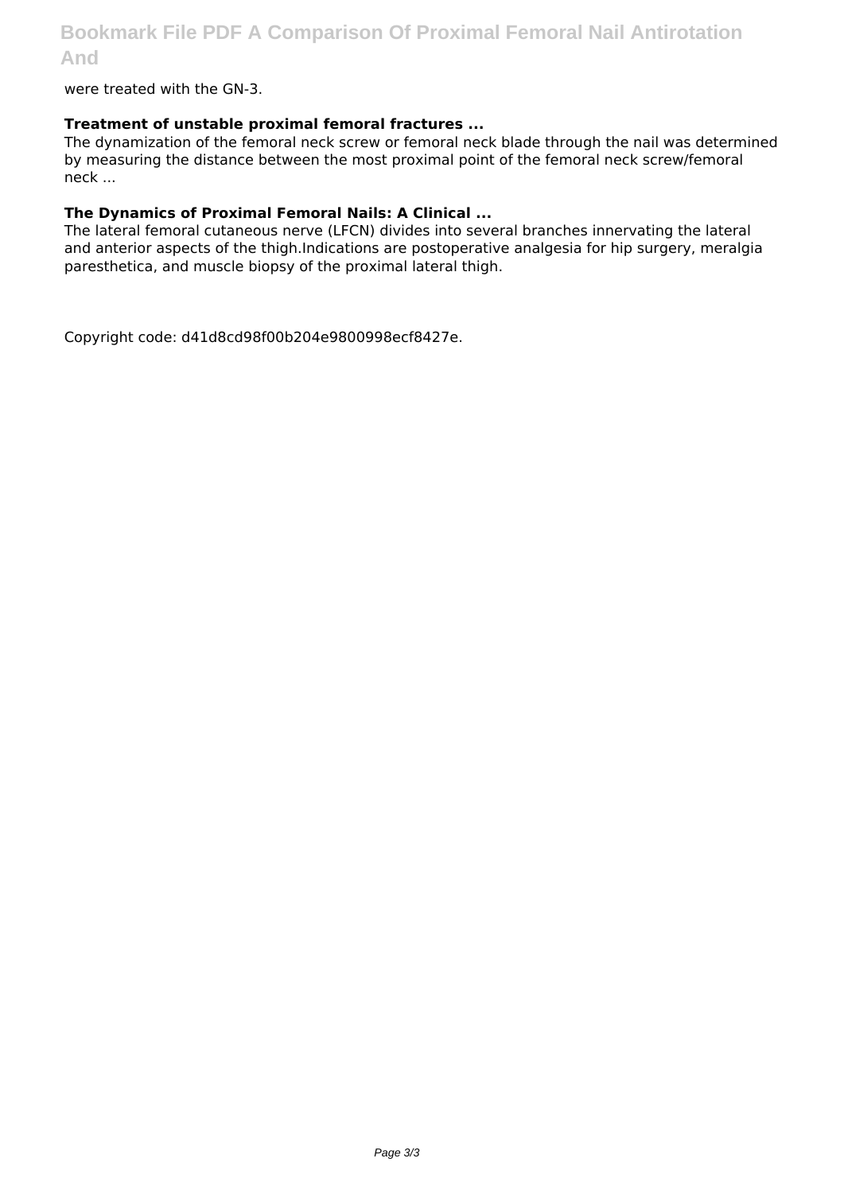were treated with the GN-3.

**Treatment of unstable proximal femoral fractures ...**

The dynamization of the femoral neck screw or femoral neck blade through the nail was determined by measuring the distance between the most proximal point of the femoral neck screw/femoral neck ...

**The Dynamics of Proximal Femoral Nails: A Clinical ...**

The lateral femoral cutaneous nerve (LFCN) divides into several branches innervating the lateral and anterior aspects of the thigh.Indications are postoperative analgesia for hip surgery, meralgia paresthetica, and muscle biopsy of the proximal lateral thigh.

Copyright code: d41d8cd98f00b204e9800998ecf8427e.